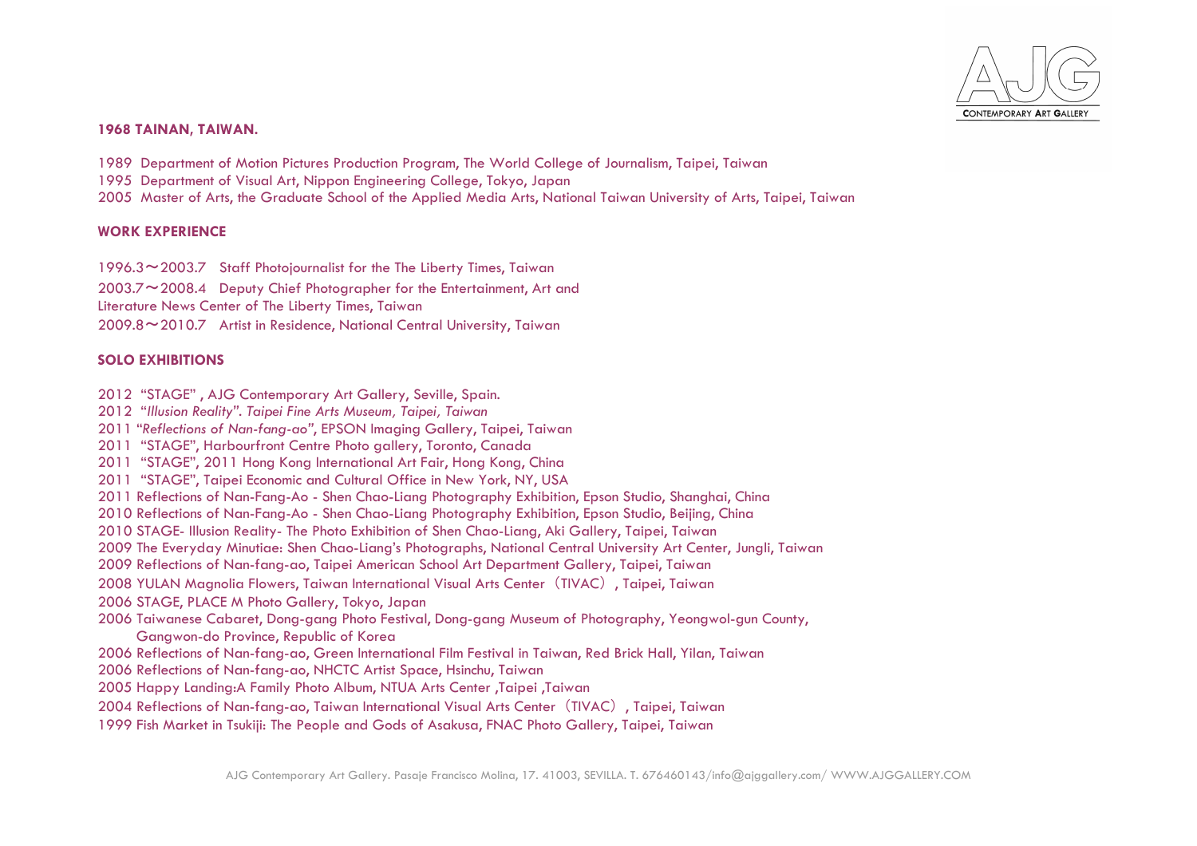**1968 TAINAN, TAIWAN.**

1989 Department of Motion Pictures Production Program, The World College of Journalism, Taipei, Taiwan
1995 Department of Visual Art, Nippon Engineering College, Tokyo, Japan
2005 Master of Arts, the Graduate School of the Applied Media Arts, National Taiwan University of Arts, Taipei, Taiwan

**WORK EXPERIENCE**

1996.3～2003.7 Staff Photojournalist for the The Liberty Times, Taiwan
2003.7～2008.4 Deputy Chief Photographer for the Entertainment, Art and Literature News Center of The Liberty Times, Taiwan
2009.8～2010.7 Artist in Residence, National Central University, Taiwan

**SOLO EXHIBITIONS**

2012 "STAGE" , AJG Contemporary Art Gallery, Seville, Spain.
2012 "*Illusion Reality". Taipei Fine Arts Museum, Taipei, Taiwan*
2011 "*Reflections of Nan-fang-ao*", EPSON Imaging Gallery, Taipei, Taiwan
2011 "STAGE", Harbourfront Centre Photo gallery, Toronto, Canada
2011 "STAGE", 2011 Hong Kong International Art Fair, Hong Kong, China
2011 "STAGE", Taipei Economic and Cultural Office in New York, NY, USA
2011 Reflections of Nan-Fang-Ao - Shen Chao-Liang Photography Exhibition, Epson Studio, Shanghai, China
2010 Reflections of Nan-Fang-Ao - Shen Chao-Liang Photography Exhibition, Epson Studio, Beijing, China
2010 STAGE- Illusion Reality- The Photo Exhibition of Shen Chao-Liang, Aki Gallery, Taipei, Taiwan
2009 The Everyday Minutiae: Shen Chao-Liang's Photographs, National Central University Art Center, Jungli, Taiwan
2009 Reflections of Nan-fang-ao, Taipei American School Art Department Gallery, Taipei, Taiwan
2008 YULAN Magnolia Flowers, Taiwan International Visual Arts Center（TIVAC）, Taipei, Taiwan
2006 STAGE, PLACE M Photo Gallery, Tokyo, Japan
2006 Taiwanese Cabaret, Dong-gang Photo Festival, Dong-gang Museum of Photography, Yeongwol-gun County, Gangwon-do Province, Republic of Korea
2006 Reflections of Nan-fang-ao, Green International Film Festival in Taiwan, Red Brick Hall, Yilan, Taiwan
2006 Reflections of Nan-fang-ao, NHCTC Artist Space, Hsinchu, Taiwan
2005 Happy Landing:A Family Photo Album, NTUA Arts Center ,Taipei ,Taiwan
2004 Reflections of Nan-fang-ao, Taiwan International Visual Arts Center（TIVAC）, Taipei, Taiwan
1999 Fish Market in Tsukiji: The People and Gods of Asakusa, FNAC Photo Gallery, Taipei, Taiwan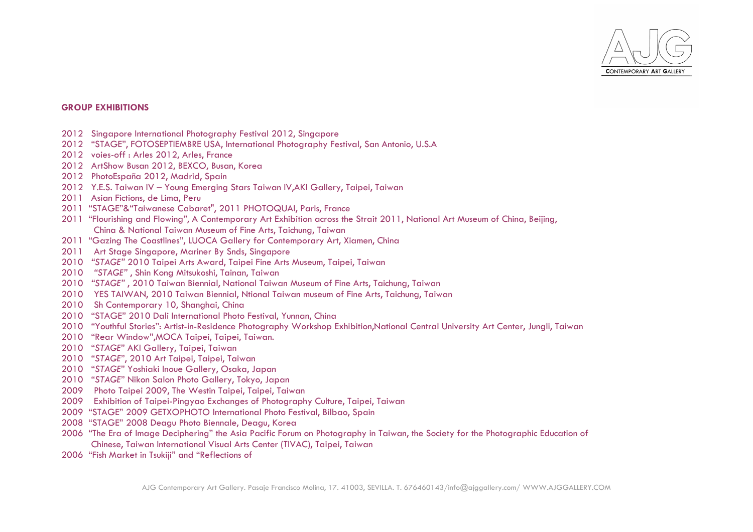## GROUP EXHIBITIONS

2012 Singapore International Photography Festival 2012, Singapore
2012 "STAGE", FOTOSEPTIEMBRE USA, International Photography Festival, San Antonio, U.S.A
2012 voies-off : Arles 2012, Arles, France
2012 ArtShow Busan 2012, BEXCO, Busan, Korea
2012 PhotoEspaña 2012, Madrid, Spain
2012 Y.E.S. Taiwan IV – Young Emerging Stars Taiwan IV,AKI Gallery, Taipei, Taiwan
2011 Asian Fictions, de Lima, Peru
2011 "STAGE"&"Taiwanese Cabaret", 2011 PHOTOQUAI, Paris, France
2011 "Flourishing and Flowing", A Contemporary Art Exhibition across the Strait 2011, National Art Museum of China, Beijing, China & National Taiwan Museum of Fine Arts, Taichung, Taiwan
2011 "Gazing The Coastlines", LUOCA Gallery for Contemporary Art, Xiamen, China
2011 Art Stage Singapore, Mariner By Snds, Singapore
2010 *"STAGE"* 2010 Taipei Arts Award, Taipei Fine Arts Museum, Taipei, Taiwan
2010 *"STAGE"* , Shin Kong Mitsukoshi, Tainan, Taiwan
2010 *"STAGE"* , 2010 Taiwan Biennial, National Taiwan Museum of Fine Arts, Taichung, Taiwan
2010 YES TAIWAN, 2010 Taiwan Biennial, Ntional Taiwan museum of Fine Arts, Taichung, Taiwan
2010 Sh Contemporary 10, Shanghai, China
2010 "STAGE" 2010 Dali International Photo Festival, Yunnan, China
2010 "Youthful Stories": Artist-in-Residence Photography Workshop Exhibition,National Central University Art Center, Jungli, Taiwan
2010 "Rear Window",MOCA Taipei, Taipei, Taiwan.
2010 "*STAGE*" AKI Gallery, Taipei, Taiwan
2010 "*STAGE*", 2010 Art Taipei, Taipei, Taiwan
2010 "*STAGE*" Yoshiaki Inoue Gallery, Osaka, Japan
2010 "*STAGE*" Nikon Salon Photo Gallery, Tokyo, Japan
2009 Photo Taipei 2009, The Westin Taipei, Taipei, Taiwan
2009 Exhibition of Taipei-Pingyao Exchanges of Photography Culture, Taipei, Taiwan
2009 "STAGE" 2009 GETXOPHOTO International Photo Festival, Bilbao, Spain
2008 "STAGE" 2008 Deagu Photo Biennale, Deagu, Korea
2006 "The Era of Image Deciphering" the Asia Pacific Forum on Photography in Taiwan, the Society for the Photographic Education of Chinese, Taiwan International Visual Arts Center (TIVAC), Taipei, Taiwan
2006 "Fish Market in Tsukiji" and "Reflections of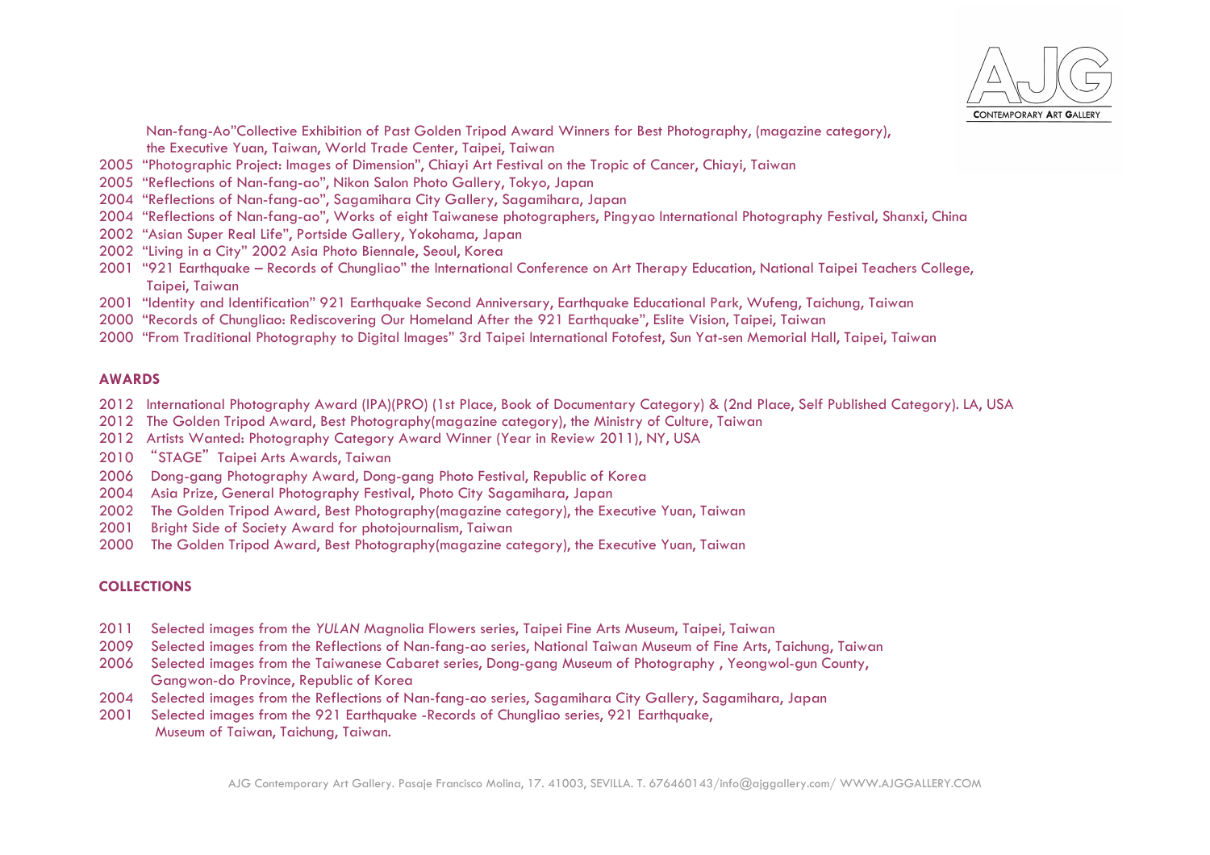Nan-fang-Ao"Collective Exhibition of Past Golden Tripod Award Winners for Best Photography, (magazine category), the Executive Yuan, Taiwan, World Trade Center, Taipei, Taiwan

2005 "Photographic Project: Images of Dimension", Chiayi Art Festival on the Tropic of Cancer, Chiayi, Taiwan

2005 "Reflections of Nan-fang-ao", Nikon Salon Photo Gallery, Tokyo, Japan

2004 "Reflections of Nan-fang-ao", Sagamihara City Gallery, Sagamihara, Japan

2004 "Reflections of Nan-fang-ao", Works of eight Taiwanese photographers, Pingyao International Photography Festival, Shanxi, China

2002 "Asian Super Real Life", Portside Gallery, Yokohama, Japan

2002 "Living in a City" 2002 Asia Photo Biennale, Seoul, Korea

2001 "921 Earthquake – Records of Chungliao" the International Conference on Art Therapy Education, National Taipei Teachers College, Taipei, Taiwan

2001 "Identity and Identification" 921 Earthquake Second Anniversary, Earthquake Educational Park, Wufeng, Taichung, Taiwan

2000 "Records of Chungliao: Rediscovering Our Homeland After the 921 Earthquake", Eslite Vision, Taipei, Taiwan

2000 "From Traditional Photography to Digital Images" 3rd Taipei International Fotofest, Sun Yat-sen Memorial Hall, Taipei, Taiwan

## AWARDS

2012 International Photography Award (IPA)(PRO) (1st Place, Book of Documentary Category) & (2nd Place, Self Published Category). LA, USA

2012 The Golden Tripod Award, Best Photography(magazine category), the Ministry of Culture, Taiwan

2012 Artists Wanted: Photography Category Award Winner (Year in Review 2011), NY, USA

2010 "STAGE" Taipei Arts Awards, Taiwan

2006 Dong-gang Photography Award, Dong-gang Photo Festival, Republic of Korea

2004 Asia Prize, General Photography Festival, Photo City Sagamihara, Japan

2002 The Golden Tripod Award, Best Photography(magazine category), the Executive Yuan, Taiwan

2001 Bright Side of Society Award for photojournalism, Taiwan

2000 The Golden Tripod Award, Best Photography(magazine category), the Executive Yuan, Taiwan

## COLLECTIONS

2011 Selected images from the *YULAN* Magnolia Flowers series, Taipei Fine Arts Museum, Taipei, Taiwan

2009 Selected images from the Reflections of Nan-fang-ao series, National Taiwan Museum of Fine Arts, Taichung, Taiwan

2006 Selected images from the Taiwanese Cabaret series, Dong-gang Museum of Photography , Yeongwol-gun County, Gangwon-do Province, Republic of Korea

2004 Selected images from the Reflections of Nan-fang-ao series, Sagamihara City Gallery, Sagamihara, Japan

2001 Selected images from the 921 Earthquake -Records of Chungliao series, 921 Earthquake, Museum of Taiwan, Taichung, Taiwan.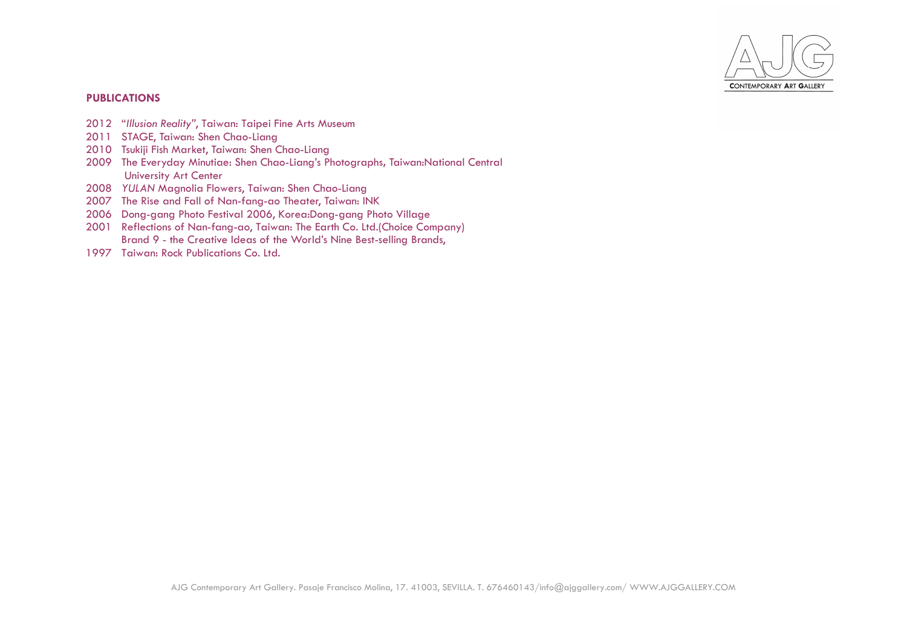**PUBLICATIONS**

2012 "*Illusion Reality*", Taiwan: Taipei Fine Arts Museum
2011 STAGE, Taiwan: Shen Chao-Liang
2010 Tsukiji Fish Market, Taiwan: Shen Chao-Liang
2009 The Everyday Minutiae: Shen Chao-Liang's Photographs, Taiwan:National Central University Art Center
2008 *YULAN* Magnolia Flowers, Taiwan: Shen Chao-Liang
2007 The Rise and Fall of Nan-fang-ao Theater, Taiwan: INK
2006 Dong-gang Photo Festival 2006, Korea:Dong-gang Photo Village
2001 Reflections of Nan-fang-ao, Taiwan: The Earth Co. Ltd.(Choice Company)
Brand 9 - the Creative Ideas of the World's Nine Best-selling Brands,
1997 Taiwan: Rock Publications Co. Ltd.

AJG Contemporary Art Gallery. Pasaje Francisco Molina, 17. 41003, SEVILLA. T. 676460143/info@ajggallery.com/ WWW.AJGGALLERY.COM